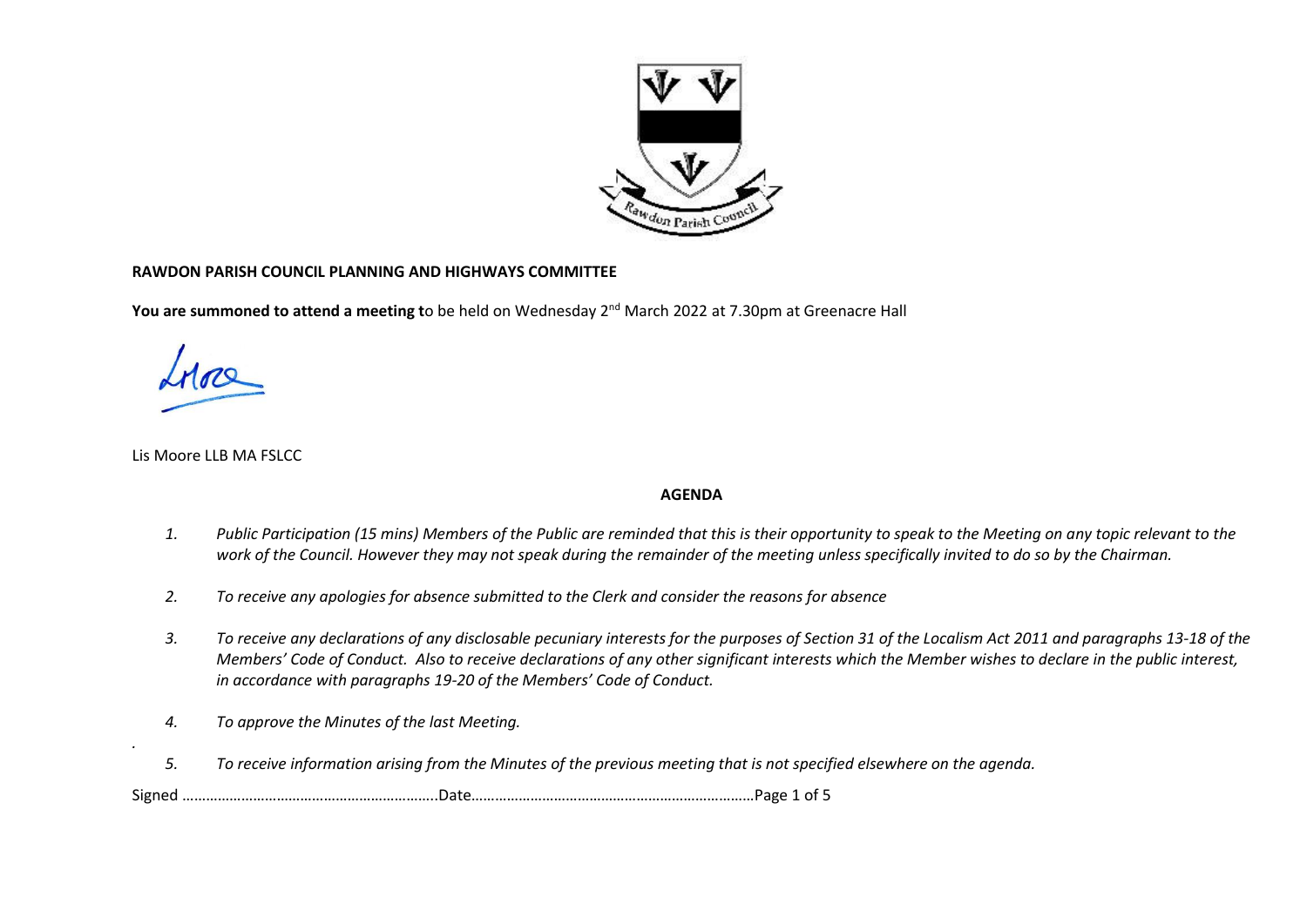**RAWDON PARISH COUNCIL PLANNING AND HIGHWAYS COMMITTEE**

**You are summoned to attend a meeting t**o be held on Wednesday 2nd March 2022 at 7.30pm at Greenacre Hall

Lis Moore LLB MA FSLCC

**AGENDA**

1. *Public Participation (15 mins) Members of the Public are reminded that this is their opportunity to speak to the Meeting on any topic relevant to the work of the Council. However they may not speak during the remainder of the meeting unless specifically invited to do so by the Chairman.*

2. *To receive any apologies for absence submitted to the Clerk and consider the reasons for absence*

3. *To receive any declarations of any disclosable pecuniary interests for the purposes of Section 31 of the Localism Act 2011 and paragraphs 13-18 of the Members' Code of Conduct. Also to receive declarations of any other significant interests which the Member wishes to declare in the public interest, in accordance with paragraphs 19-20 of the Members' Code of Conduct.*

4. *To approve the Minutes of the last Meeting.*

5. *To receive information arising from the Minutes of the previous meeting that is not specified elsewhere on the agenda.*

Signed ………………………………………………………..Date………………………………………………………………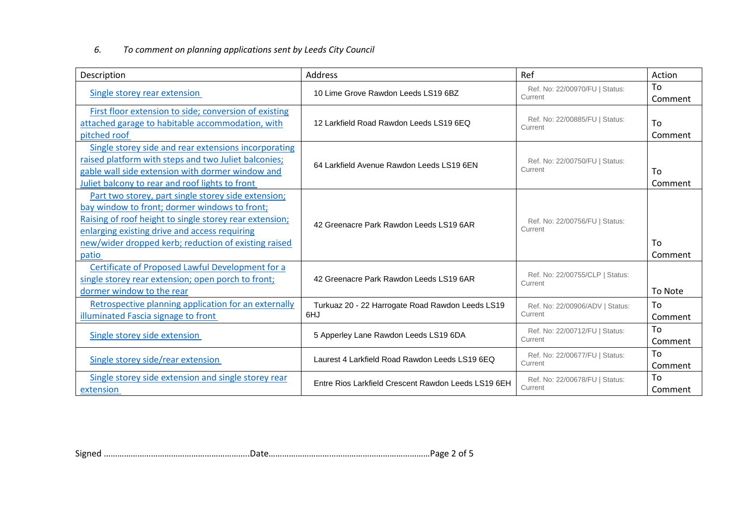*6. To comment on planning applications sent by Leeds City Council*

| Description | Address | Ref | Action |
|---|---|---|---|
| Single storey rear extension | 10 Lime Grove Rawdon Leeds LS19 6BZ | Ref. No: 22/00970/FU \| Status: Current | To Comment |
| First floor extension to side; conversion of existing attached garage to habitable accommodation, with pitched roof | 12 Larkfield Road Rawdon Leeds LS19 6EQ | Ref. No: 22/00885/FU \| Status: Current | To Comment |
| Single storey side and rear extensions incorporating raised platform with steps and two Juliet balconies; gable wall side extension with dormer window and Juliet balcony to rear and roof lights to front | 64 Larkfield Avenue Rawdon Leeds LS19 6EN | Ref. No: 22/00750/FU \| Status: Current | To Comment |
| Part two storey, part single storey side extension; bay window to front; dormer windows to front; Raising of roof height to single storey rear extension; enlarging existing drive and access requiring new/wider dropped kerb; reduction of existing raised patio | 42 Greenacre Park Rawdon Leeds LS19 6AR | Ref. No: 22/00756/FU \| Status: Current | To Comment |
| Certificate of Proposed Lawful Development for a single storey rear extension; open porch to front; dormer window to the rear | 42 Greenacre Park Rawdon Leeds LS19 6AR | Ref. No: 22/00755/CLP \| Status: Current | To Note |
| Retrospective planning application for an externally illuminated Fascia signage to front | Turkuaz 20 - 22 Harrogate Road Rawdon Leeds LS19 6HJ | Ref. No: 22/00906/ADV \| Status: Current | To Comment |
| Single storey side extension | 5 Apperley Lane Rawdon Leeds LS19 6DA | Ref. No: 22/00712/FU \| Status: Current | To Comment |
| Single storey side/rear extension | Laurest 4 Larkfield Road Rawdon Leeds LS19 6EQ | Ref. No: 22/00677/FU \| Status: Current | To Comment |
| Single storey side extension and single storey rear extension | Entre Rios Larkfield Crescent Rawdon Leeds LS19 6EH | Ref. No: 22/00678/FU \| Status: Current | To Comment |

Signed ……………………………………………………….Date………………………………………………………………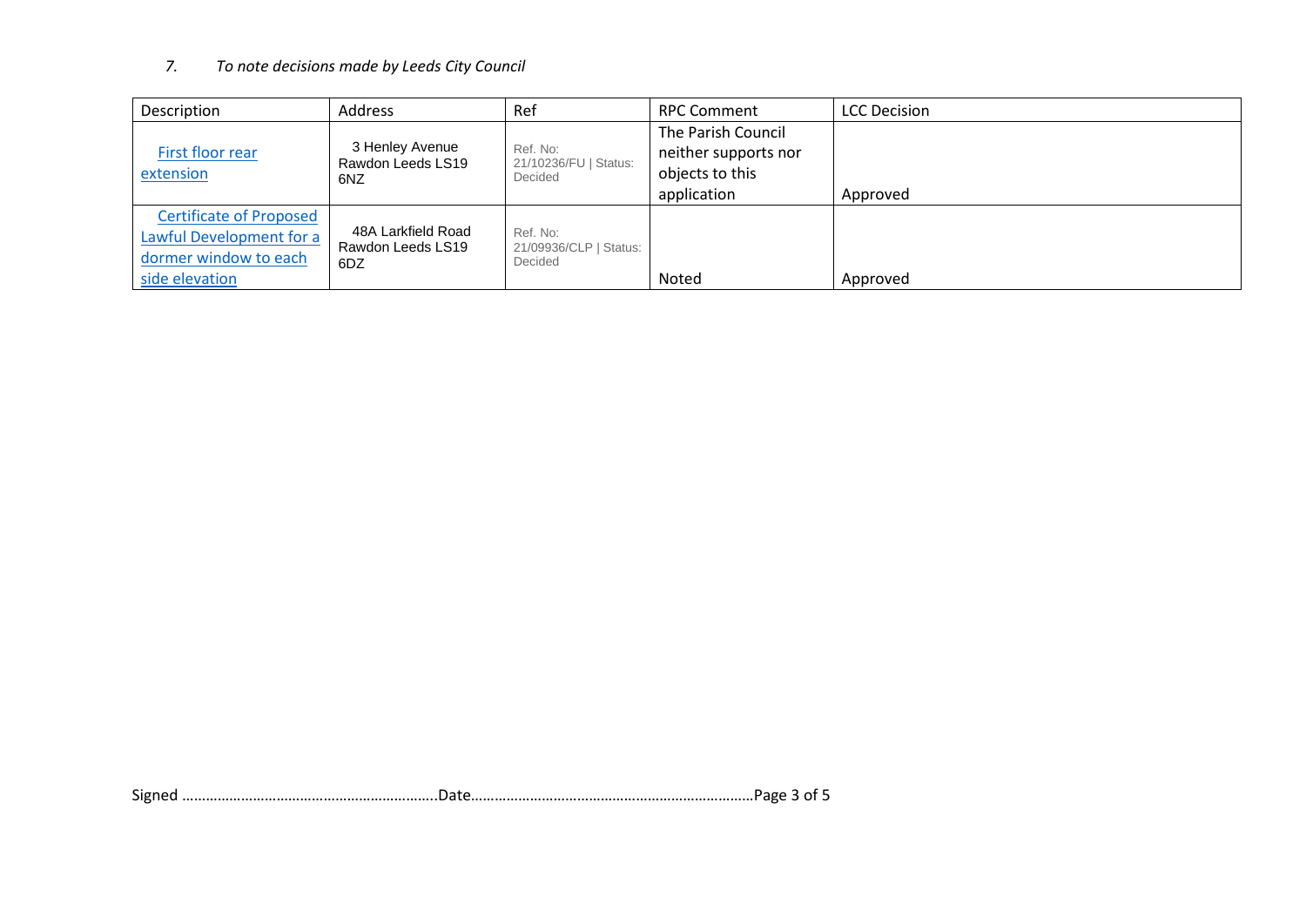*7. To note decisions made by Leeds City Council*

| Description | Address | Ref | RPC Comment | LCC Decision |
|---|---|---|---|---|
| First floor rear extension | 3 Henley Avenue Rawdon Leeds LS19 6NZ | Ref. No: 21/10236/FU \| Status: Decided | The Parish Council neither supports nor objects to this application | Approved |
| Certificate of Proposed Lawful Development for a dormer window to each side elevation | 48A Larkfield Road Rawdon Leeds LS19 6DZ | Ref. No: 21/09936/CLP \| Status: Decided | Noted | Approved |

Signed …………………………………………………………..Date………………………………………………………………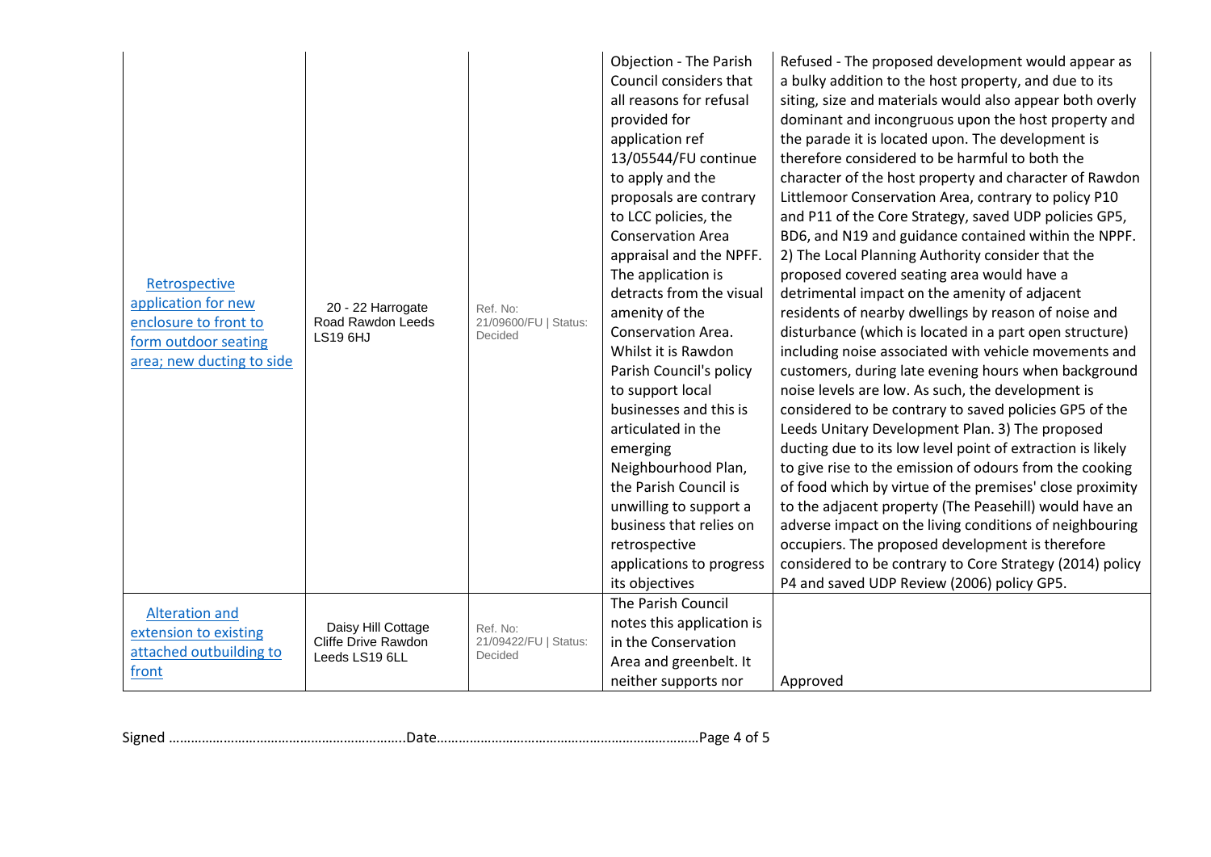| | | | | |
|---|---|---|---|---|
| Retrospective application for new enclosure to front to form outdoor seating area; new ducting to side | 20 - 22 Harrogate Road Rawdon Leeds LS19 6HJ | Ref. No: 21/09600/FU \| Status: Decided | Objection - The Parish Council considers that all reasons for refusal provided for application ref 13/05544/FU continue to apply and the proposals are contrary to LCC policies, the Conservation Area appraisal and the NPFF. The application is detracts from the visual amenity of the Conservation Area. Whilst it is Rawdon Parish Council's policy to support local businesses and this is articulated in the emerging Neighbourhood Plan, the Parish Council is unwilling to support a business that relies on retrospective applications to progress its objectives | Refused - The proposed development would appear as a bulky addition to the host property, and due to its siting, size and materials would also appear both overly dominant and incongruous upon the host property and the parade it is located upon. The development is therefore considered to be harmful to both the character of the host property and character of Rawdon Littlemoor Conservation Area, contrary to policy P10 and P11 of the Core Strategy, saved UDP policies GP5, BD6, and N19 and guidance contained within the NPFF. 2) The Local Planning Authority consider that the proposed covered seating area would have a detrimental impact on the amenity of adjacent residents of nearby dwellings by reason of noise and disturbance (which is located in a part open structure) including noise associated with vehicle movements and customers, during late evening hours when background noise levels are low. As such, the development is considered to be contrary to saved policies GP5 of the Leeds Unitary Development Plan. 3) The proposed ducting due to its low level point of extraction is likely to give rise to the emission of odours from the cooking of food which by virtue of the premises' close proximity to the adjacent property (The Peasehill) would have an adverse impact on the living conditions of neighbouring occupiers. The proposed development is therefore considered to be contrary to Core Strategy (2014) policy P4 and saved UDP Review (2006) policy GP5. |
| Alteration and extension to existing attached outbuilding to front | Daisy Hill Cottage Cliffe Drive Rawdon Leeds LS19 6LL | Ref. No: 21/09422/FU \| Status: Decided | The Parish Council notes this application is in the Conservation Area and greenbelt. It neither supports nor | Approved |

Signed …………………………………………………….Date………………………………………………………….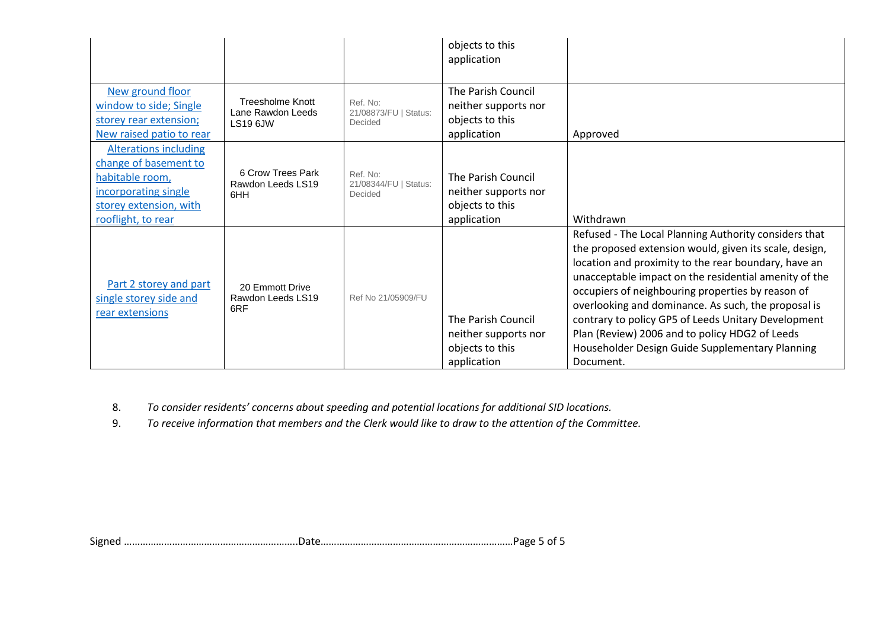| | | | | |
|---|---|---|---|---|
| | | | objects to this application | |
| New ground floor window to side; Single storey rear extension; New raised patio to rear | Treesholme Knott Lane Rawdon Leeds LS19 6JW | Ref. No: 21/08873/FU \| Status: Decided | The Parish Council neither supports nor objects to this application | Approved |
| Alterations including change of basement to habitable room, incorporating single storey extension, with rooflight, to rear | 6 Crow Trees Park Rawdon Leeds LS19 6HH | Ref. No: 21/08344/FU \| Status: Decided | The Parish Council neither supports nor objects to this application | Withdrawn |
| Part 2 storey and part single storey side and rear extensions | 20 Emmott Drive Rawdon Leeds LS19 6RF | Ref No 21/05909/FU | The Parish Council neither supports nor objects to this application | Refused - The Local Planning Authority considers that the proposed extension would, given its scale, design, location and proximity to the rear boundary, have an unacceptable impact on the residential amenity of the occupiers of neighbouring properties by reason of overlooking and dominance. As such, the proposal is contrary to policy GP5 of Leeds Unitary Development Plan (Review) 2006 and to policy HDG2 of Leeds Householder Design Guide Supplementary Planning Document. |

8. *To consider residents' concerns about speeding and potential locations for additional SID locations.*
9. *To receive information that members and the Clerk would like to draw to the attention of the Committee.*

Signed ………………………………………………………..Date………………………………………………………………